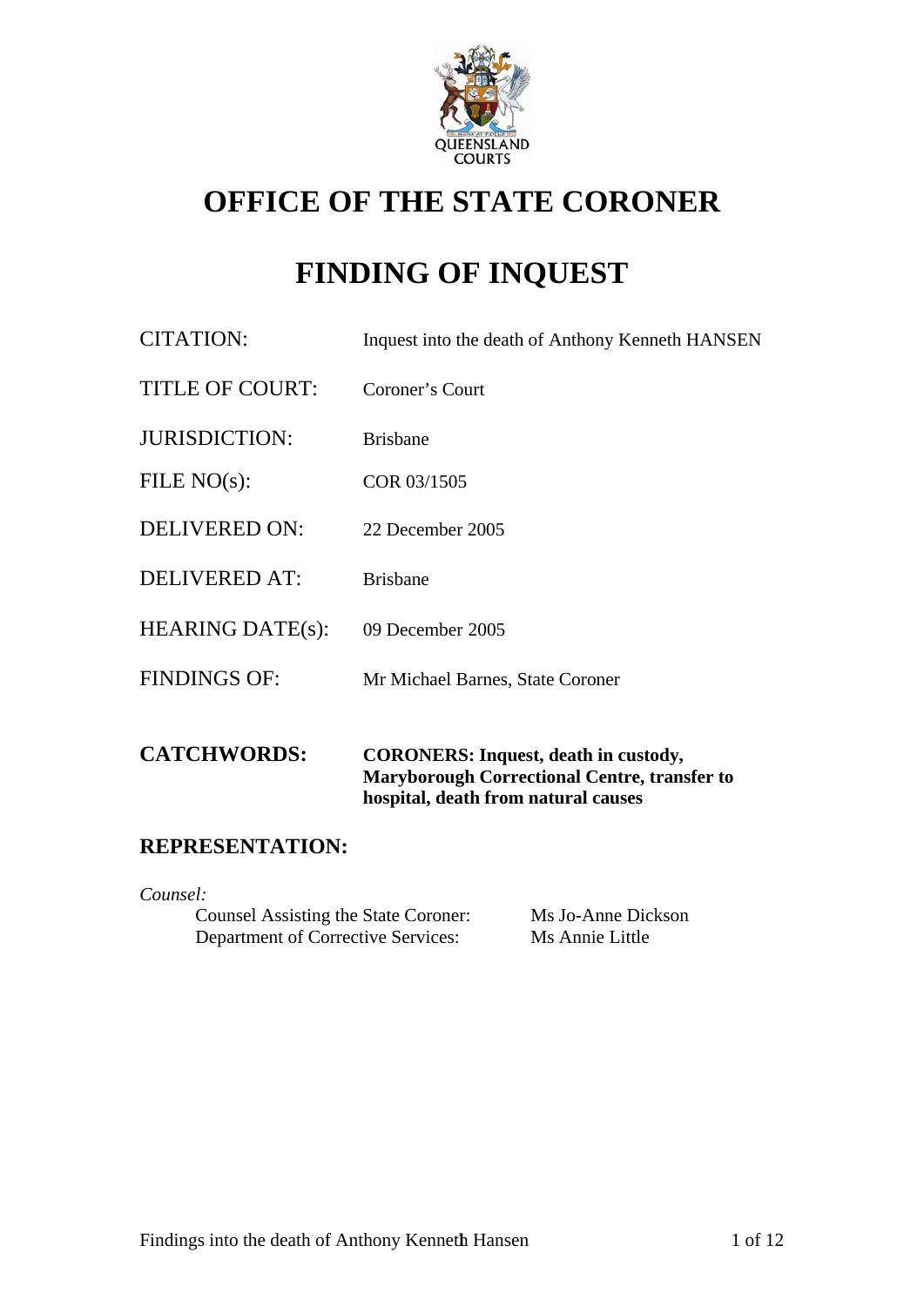# OFFICE OF THE STATE CORONER

# FINDING OF INQUEST

| | |
|---|---|
| CITATION: | Inquest into the death of Anthony Kenneth HANSEN |
| TITLE OF COURT: | Coroner's Court |
| JURISDICTION: | Brisbane |
| FILE NO(s): | COR 03/1505 |
| DELIVERED ON: | 22 December 2005 |
| DELIVERED AT: | Brisbane |
| HEARING DATE(s): | 09 December 2005 |
| FINDINGS OF: | Mr Michael Barnes, State Coroner |

**CATCHWORDS:** **CORONERS: Inquest, death in custody, Maryborough Correctional Centre, transfer to hospital, death from natural causes**

## REPRESENTATION:

*Counsel:*

| | |
|---|---|
| Counsel Assisting the State Coroner: | Ms Jo-Anne Dickson |
| Department of Corrective Services: | Ms Annie Little |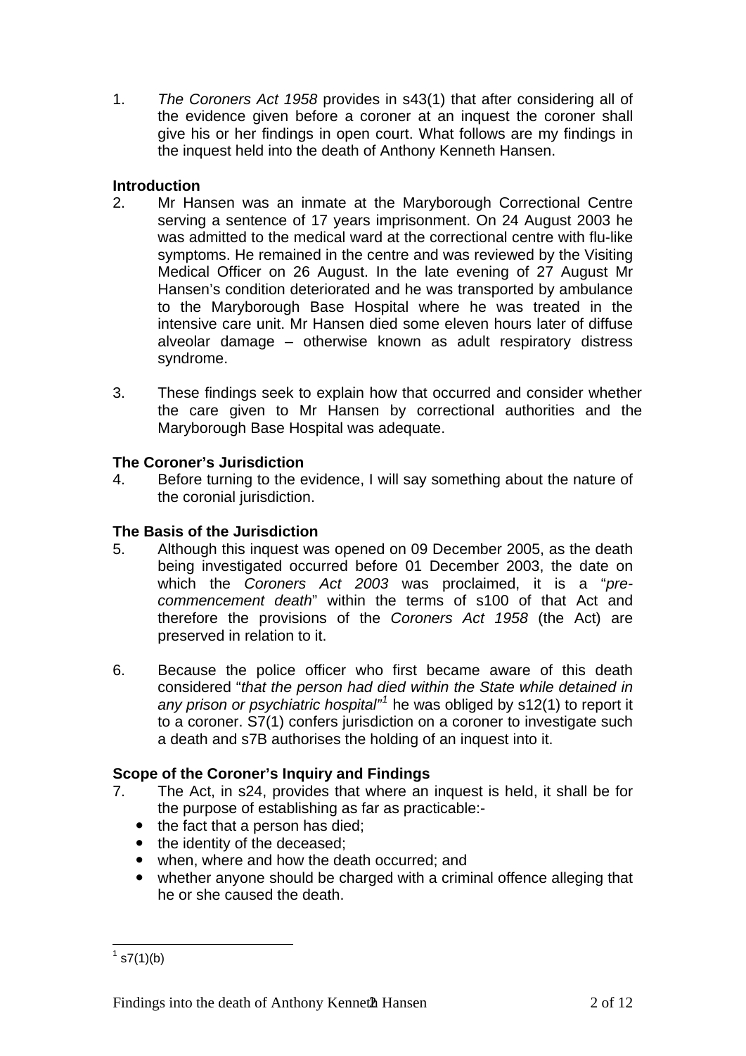1. *The Coroners Act 1958* provides in s43(1) that after considering all of the evidence given before a coroner at an inquest the coroner shall give his or her findings in open court. What follows are my findings in the inquest held into the death of Anthony Kenneth Hansen.

**Introduction**

2. Mr Hansen was an inmate at the Maryborough Correctional Centre serving a sentence of 17 years imprisonment. On 24 August 2003 he was admitted to the medical ward at the correctional centre with flu-like symptoms. He remained in the centre and was reviewed by the Visiting Medical Officer on 26 August. In the late evening of 27 August Mr Hansen's condition deteriorated and he was transported by ambulance to the Maryborough Base Hospital where he was treated in the intensive care unit. Mr Hansen died some eleven hours later of diffuse alveolar damage – otherwise known as adult respiratory distress syndrome.

3. These findings seek to explain how that occurred and consider whether the care given to Mr Hansen by correctional authorities and the Maryborough Base Hospital was adequate.

**The Coroner's Jurisdiction**

4. Before turning to the evidence, I will say something about the nature of the coronial jurisdiction.

**The Basis of the Jurisdiction**

5. Although this inquest was opened on 09 December 2005, as the death being investigated occurred before 01 December 2003, the date on which the *Coroners Act 2003* was proclaimed, it is a "*pre-commencement death*" within the terms of s100 of that Act and therefore the provisions of the *Coroners Act 1958* (the Act) are preserved in relation to it.

6. Because the police officer who first became aware of this death considered "*that the person had died within the State while detained in any prison or psychiatric hospital*"[1] he was obliged by s12(1) to report it to a coroner. S7(1) confers jurisdiction on a coroner to investigate such a death and s7B authorises the holding of an inquest into it.

**Scope of the Coroner's Inquiry and Findings**

7. The Act, in s24, provides that where an inquest is held, it shall be for the purpose of establishing as far as practicable:-
   - the fact that a person has died;
   - the identity of the deceased;
   - when, where and how the death occurred; and
   - whether anyone should be charged with a criminal offence alleging that he or she caused the death.

[1] s7(1)(b)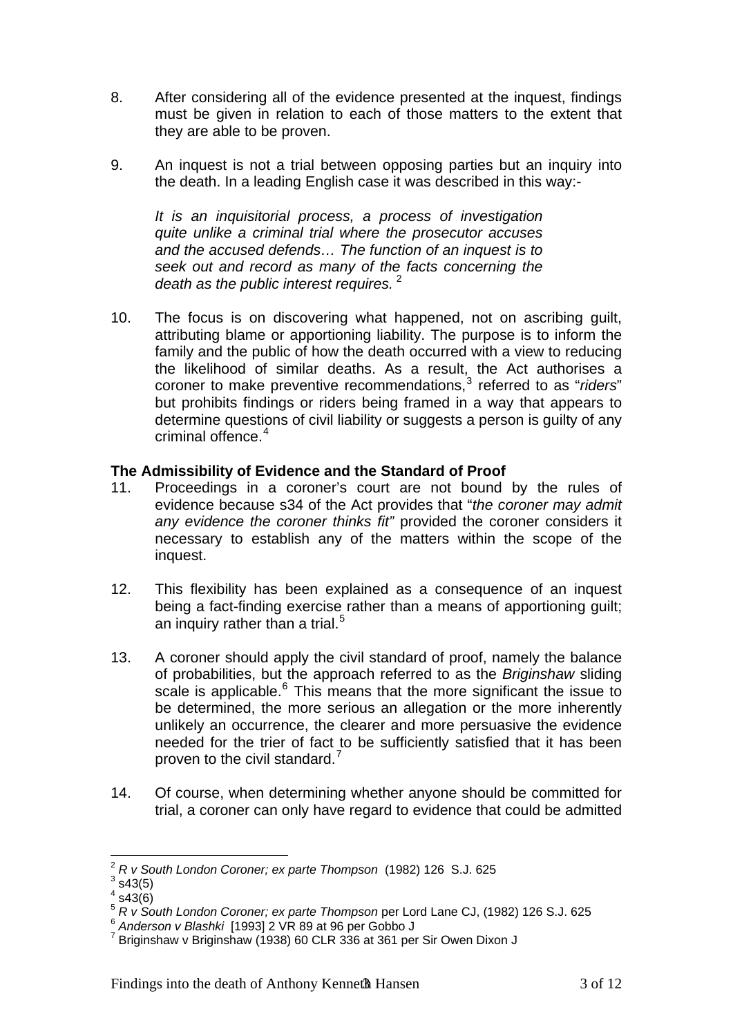8. After considering all of the evidence presented at the inquest, findings must be given in relation to each of those matters to the extent that they are able to be proven.

9. An inquest is not a trial between opposing parties but an inquiry into the death. In a leading English case it was described in this way:-

   *It is an inquisitorial process, a process of investigation quite unlike a criminal trial where the prosecutor accuses and the accused defends… The function of an inquest is to seek out and record as many of the facts concerning the death as the public interest requires.* [2]

10. The focus is on discovering what happened, not on ascribing guilt, attributing blame or apportioning liability. The purpose is to inform the family and the public of how the death occurred with a view to reducing the likelihood of similar deaths. As a result, the Act authorises a coroner to make preventive recommendations,[3] referred to as "*riders*" but prohibits findings or riders being framed in a way that appears to determine questions of civil liability or suggests a person is guilty of any criminal offence.[4]

**The Admissibility of Evidence and the Standard of Proof**

11. Proceedings in a coroner's court are not bound by the rules of evidence because s34 of the Act provides that "*the coroner may admit any evidence the coroner thinks fit"* provided the coroner considers it necessary to establish any of the matters within the scope of the inquest.

12. This flexibility has been explained as a consequence of an inquest being a fact-finding exercise rather than a means of apportioning guilt; an inquiry rather than a trial.[5]

13. A coroner should apply the civil standard of proof, namely the balance of probabilities, but the approach referred to as the *Briginshaw* sliding scale is applicable.[6] This means that the more significant the issue to be determined, the more serious an allegation or the more inherently unlikely an occurrence, the clearer and more persuasive the evidence needed for the trier of fact to be sufficiently satisfied that it has been proven to the civil standard.[7]

14. Of course, when determining whether anyone should be committed for trial, a coroner can only have regard to evidence that could be admitted

---

[2] *R v South London Coroner; ex parte Thompson* (1982) 126 S.J. 625
[3] s43(5)
[4] s43(6)
[5] *R v South London Coroner; ex parte Thompson* per Lord Lane CJ, (1982) 126 S.J. 625
[6] *Anderson v Blashki* [1993] 2 VR 89 at 96 per Gobbo J
[7] Briginshaw v Briginshaw (1938) 60 CLR 336 at 361 per Sir Owen Dixon J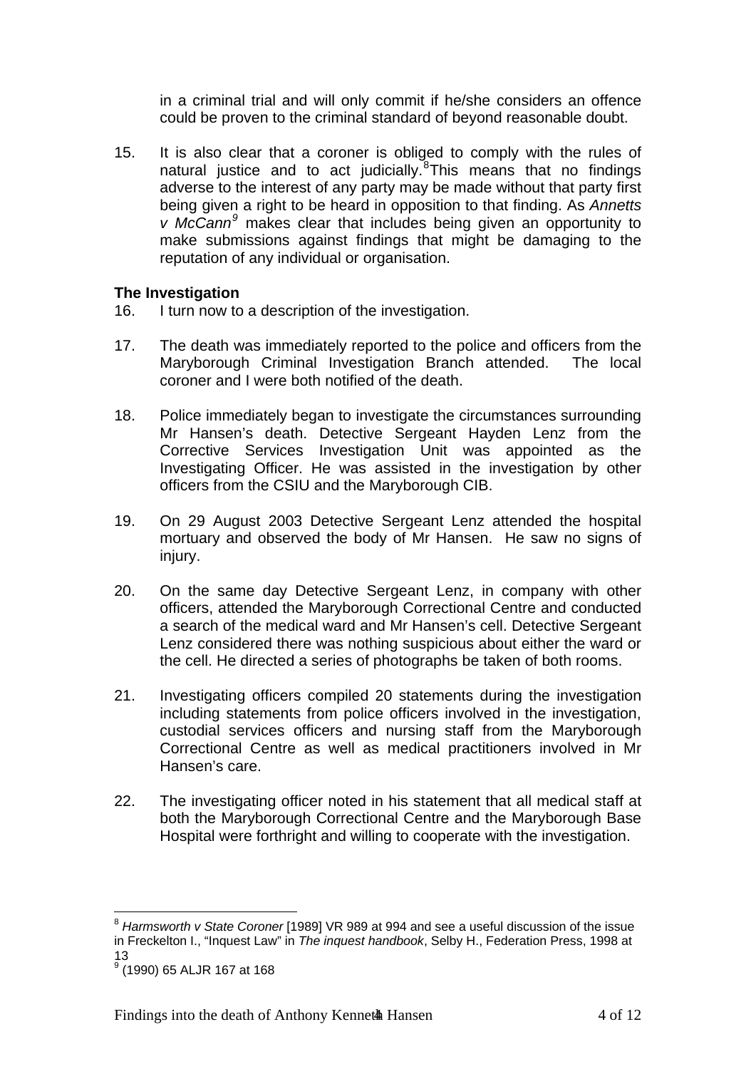in a criminal trial and will only commit if he/she considers an offence could be proven to the criminal standard of beyond reasonable doubt.

15. It is also clear that a coroner is obliged to comply with the rules of natural justice and to act judicially.[8] This means that no findings adverse to the interest of any party may be made without that party first being given a right to be heard in opposition to that finding. As *Annetts v McCann*[9] makes clear that includes being given an opportunity to make submissions against findings that might be damaging to the reputation of any individual or organisation.

**The Investigation**

16. I turn now to a description of the investigation.

17. The death was immediately reported to the police and officers from the Maryborough Criminal Investigation Branch attended. The local coroner and I were both notified of the death.

18. Police immediately began to investigate the circumstances surrounding Mr Hansen's death. Detective Sergeant Hayden Lenz from the Corrective Services Investigation Unit was appointed as the Investigating Officer. He was assisted in the investigation by other officers from the CSIU and the Maryborough CIB.

19. On 29 August 2003 Detective Sergeant Lenz attended the hospital mortuary and observed the body of Mr Hansen. He saw no signs of injury.

20. On the same day Detective Sergeant Lenz, in company with other officers, attended the Maryborough Correctional Centre and conducted a search of the medical ward and Mr Hansen's cell. Detective Sergeant Lenz considered there was nothing suspicious about either the ward or the cell. He directed a series of photographs be taken of both rooms.

21. Investigating officers compiled 20 statements during the investigation including statements from police officers involved in the investigation, custodial services officers and nursing staff from the Maryborough Correctional Centre as well as medical practitioners involved in Mr Hansen's care.

22. The investigating officer noted in his statement that all medical staff at both the Maryborough Correctional Centre and the Maryborough Base Hospital were forthright and willing to cooperate with the investigation.

---

[8] *Harmsworth v State Coroner* [1989] VR 989 at 994 and see a useful discussion of the issue in Freckelton I., "Inquest Law" in *The inquest handbook*, Selby H., Federation Press, 1998 at 13

[9] (1990) 65 ALJR 167 at 168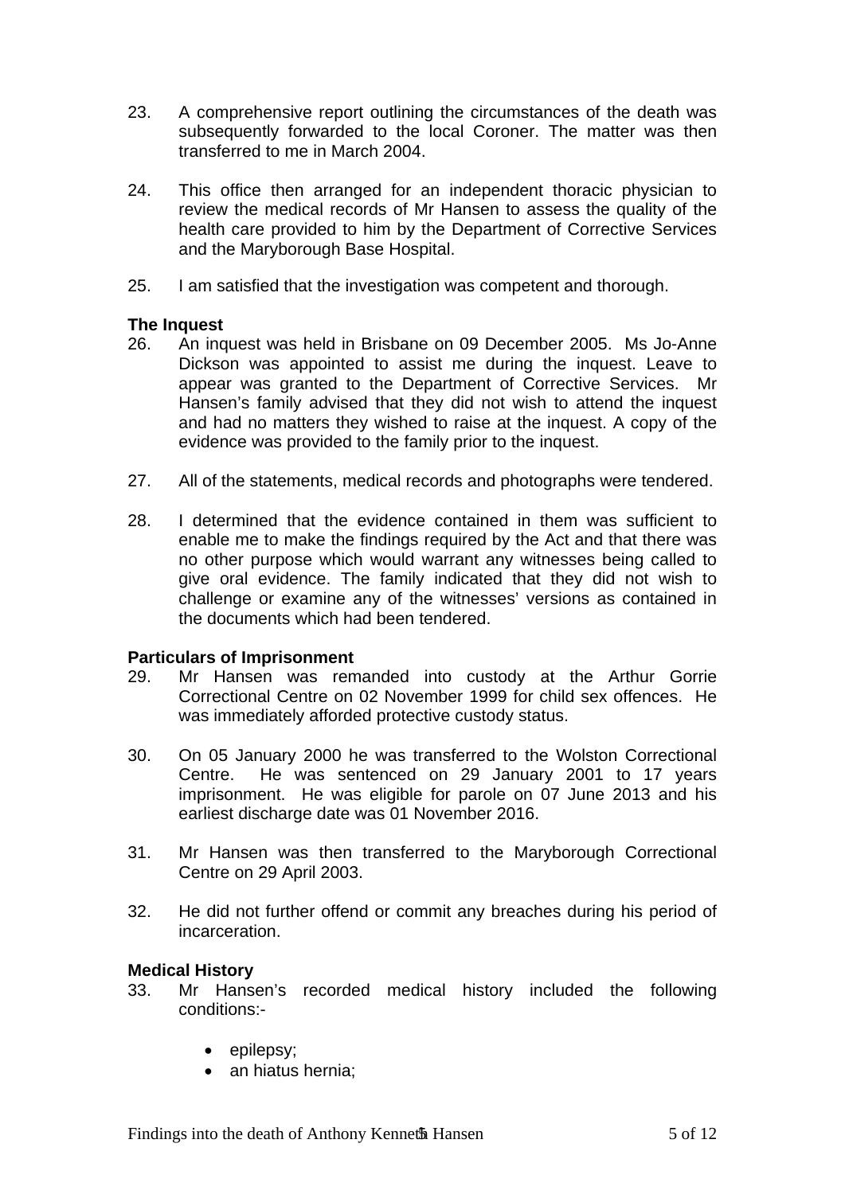23. A comprehensive report outlining the circumstances of the death was subsequently forwarded to the local Coroner. The matter was then transferred to me in March 2004.

24. This office then arranged for an independent thoracic physician to review the medical records of Mr Hansen to assess the quality of the health care provided to him by the Department of Corrective Services and the Maryborough Base Hospital.

25. I am satisfied that the investigation was competent and thorough.

**The Inquest**

26. An inquest was held in Brisbane on 09 December 2005. Ms Jo-Anne Dickson was appointed to assist me during the inquest. Leave to appear was granted to the Department of Corrective Services. Mr Hansen's family advised that they did not wish to attend the inquest and had no matters they wished to raise at the inquest. A copy of the evidence was provided to the family prior to the inquest.

27. All of the statements, medical records and photographs were tendered.

28. I determined that the evidence contained in them was sufficient to enable me to make the findings required by the Act and that there was no other purpose which would warrant any witnesses being called to give oral evidence. The family indicated that they did not wish to challenge or examine any of the witnesses' versions as contained in the documents which had been tendered.

**Particulars of Imprisonment**

29. Mr Hansen was remanded into custody at the Arthur Gorrie Correctional Centre on 02 November 1999 for child sex offences. He was immediately afforded protective custody status.

30. On 05 January 2000 he was transferred to the Wolston Correctional Centre. He was sentenced on 29 January 2001 to 17 years imprisonment. He was eligible for parole on 07 June 2013 and his earliest discharge date was 01 November 2016.

31. Mr Hansen was then transferred to the Maryborough Correctional Centre on 29 April 2003.

32. He did not further offend or commit any breaches during his period of incarceration.

**Medical History**

33. Mr Hansen's recorded medical history included the following conditions:-

    - epilepsy;
    - an hiatus hernia;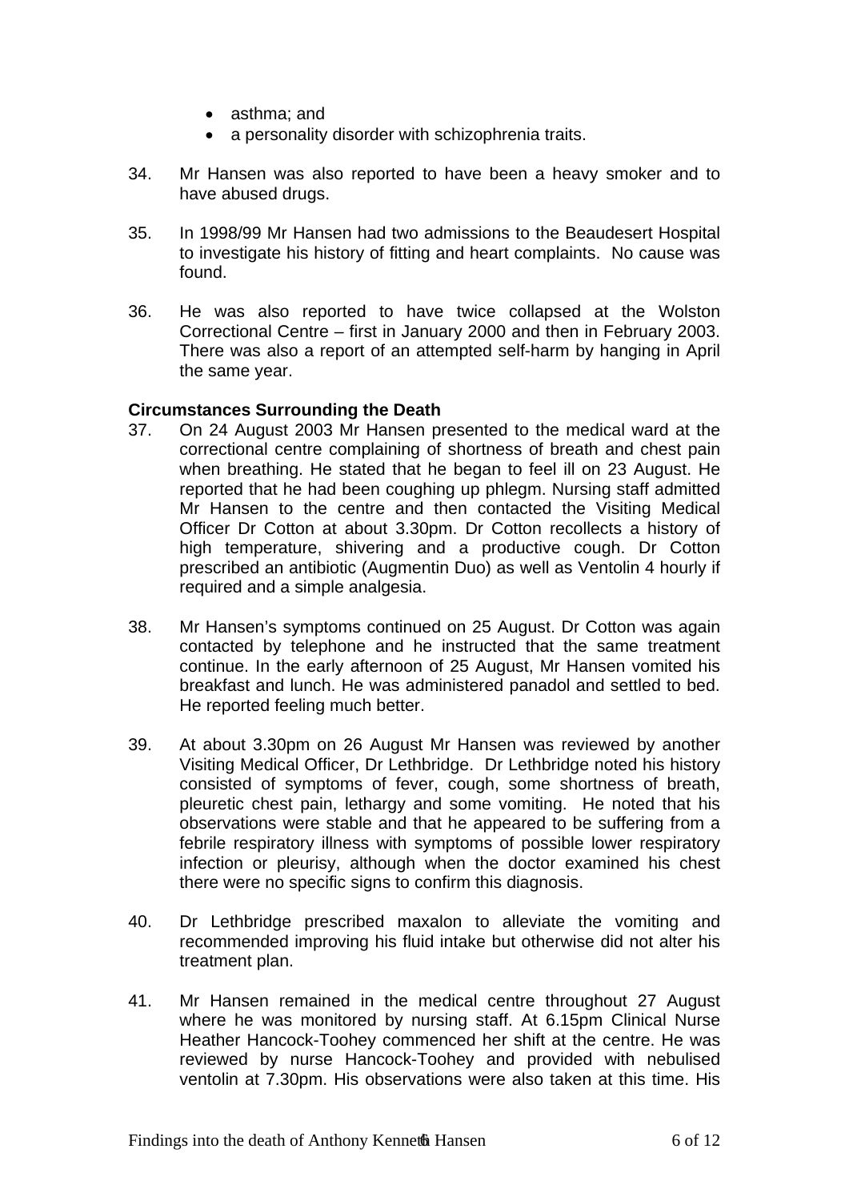- asthma; and
- a personality disorder with schizophrenia traits.

34. Mr Hansen was also reported to have been a heavy smoker and to have abused drugs.

35. In 1998/99 Mr Hansen had two admissions to the Beaudesert Hospital to investigate his history of fitting and heart complaints. No cause was found.

36. He was also reported to have twice collapsed at the Wolston Correctional Centre – first in January 2000 and then in February 2003. There was also a report of an attempted self-harm by hanging in April the same year.

**Circumstances Surrounding the Death**

37. On 24 August 2003 Mr Hansen presented to the medical ward at the correctional centre complaining of shortness of breath and chest pain when breathing. He stated that he began to feel ill on 23 August. He reported that he had been coughing up phlegm. Nursing staff admitted Mr Hansen to the centre and then contacted the Visiting Medical Officer Dr Cotton at about 3.30pm. Dr Cotton recollects a history of high temperature, shivering and a productive cough. Dr Cotton prescribed an antibiotic (Augmentin Duo) as well as Ventolin 4 hourly if required and a simple analgesia.

38. Mr Hansen's symptoms continued on 25 August. Dr Cotton was again contacted by telephone and he instructed that the same treatment continue. In the early afternoon of 25 August, Mr Hansen vomited his breakfast and lunch. He was administered panadol and settled to bed. He reported feeling much better.

39. At about 3.30pm on 26 August Mr Hansen was reviewed by another Visiting Medical Officer, Dr Lethbridge. Dr Lethbridge noted his history consisted of symptoms of fever, cough, some shortness of breath, pleuretic chest pain, lethargy and some vomiting. He noted that his observations were stable and that he appeared to be suffering from a febrile respiratory illness with symptoms of possible lower respiratory infection or pleurisy, although when the doctor examined his chest there were no specific signs to confirm this diagnosis.

40. Dr Lethbridge prescribed maxalon to alleviate the vomiting and recommended improving his fluid intake but otherwise did not alter his treatment plan.

41. Mr Hansen remained in the medical centre throughout 27 August where he was monitored by nursing staff. At 6.15pm Clinical Nurse Heather Hancock-Toohey commenced her shift at the centre. He was reviewed by nurse Hancock-Toohey and provided with nebulised ventolin at 7.30pm. His observations were also taken at this time. His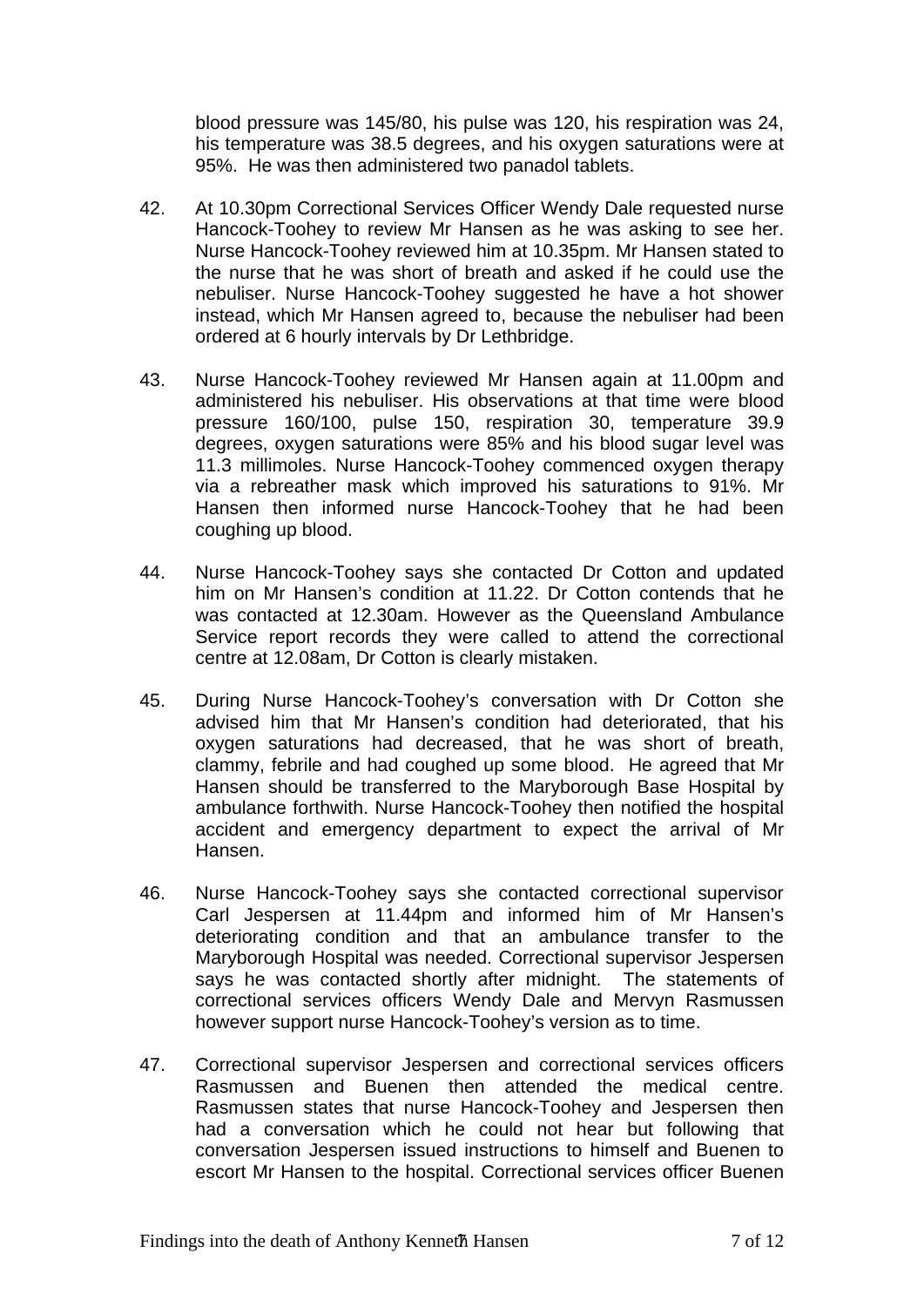blood pressure was 145/80, his pulse was 120, his respiration was 24, his temperature was 38.5 degrees, and his oxygen saturations were at 95%. He was then administered two panadol tablets.

42. At 10.30pm Correctional Services Officer Wendy Dale requested nurse Hancock-Toohey to review Mr Hansen as he was asking to see her. Nurse Hancock-Toohey reviewed him at 10.35pm. Mr Hansen stated to the nurse that he was short of breath and asked if he could use the nebuliser. Nurse Hancock-Toohey suggested he have a hot shower instead, which Mr Hansen agreed to, because the nebuliser had been ordered at 6 hourly intervals by Dr Lethbridge.

43. Nurse Hancock-Toohey reviewed Mr Hansen again at 11.00pm and administered his nebuliser. His observations at that time were blood pressure 160/100, pulse 150, respiration 30, temperature 39.9 degrees, oxygen saturations were 85% and his blood sugar level was 11.3 millimoles. Nurse Hancock-Toohey commenced oxygen therapy via a rebreather mask which improved his saturations to 91%. Mr Hansen then informed nurse Hancock-Toohey that he had been coughing up blood.

44. Nurse Hancock-Toohey says she contacted Dr Cotton and updated him on Mr Hansen's condition at 11.22. Dr Cotton contends that he was contacted at 12.30am. However as the Queensland Ambulance Service report records they were called to attend the correctional centre at 12.08am, Dr Cotton is clearly mistaken.

45. During Nurse Hancock-Toohey's conversation with Dr Cotton she advised him that Mr Hansen's condition had deteriorated, that his oxygen saturations had decreased, that he was short of breath, clammy, febrile and had coughed up some blood. He agreed that Mr Hansen should be transferred to the Maryborough Base Hospital by ambulance forthwith. Nurse Hancock-Toohey then notified the hospital accident and emergency department to expect the arrival of Mr Hansen.

46. Nurse Hancock-Toohey says she contacted correctional supervisor Carl Jespersen at 11.44pm and informed him of Mr Hansen's deteriorating condition and that an ambulance transfer to the Maryborough Hospital was needed. Correctional supervisor Jespersen says he was contacted shortly after midnight. The statements of correctional services officers Wendy Dale and Mervyn Rasmussen however support nurse Hancock-Toohey's version as to time.

47. Correctional supervisor Jespersen and correctional services officers Rasmussen and Buenen then attended the medical centre. Rasmussen states that nurse Hancock-Toohey and Jespersen then had a conversation which he could not hear but following that conversation Jespersen issued instructions to himself and Buenen to escort Mr Hansen to the hospital. Correctional services officer Buenen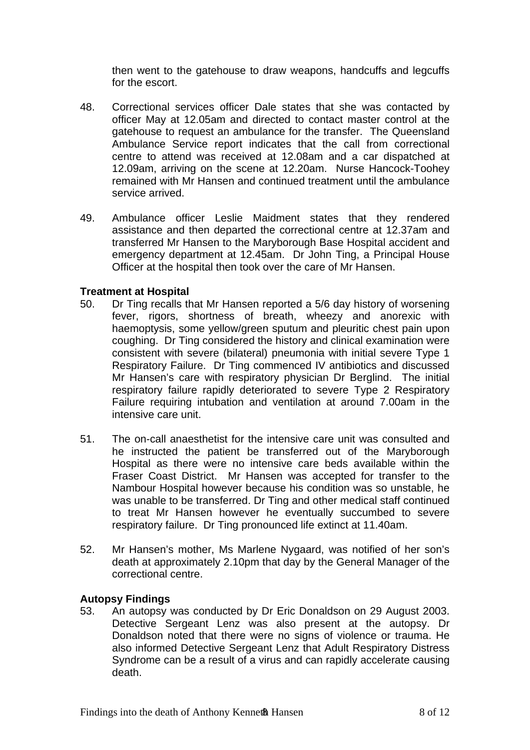then went to the gatehouse to draw weapons, handcuffs and legcuffs for the escort.

48. Correctional services officer Dale states that she was contacted by officer May at 12.05am and directed to contact master control at the gatehouse to request an ambulance for the transfer. The Queensland Ambulance Service report indicates that the call from correctional centre to attend was received at 12.08am and a car dispatched at 12.09am, arriving on the scene at 12.20am. Nurse Hancock-Toohey remained with Mr Hansen and continued treatment until the ambulance service arrived.

49. Ambulance officer Leslie Maidment states that they rendered assistance and then departed the correctional centre at 12.37am and transferred Mr Hansen to the Maryborough Base Hospital accident and emergency department at 12.45am. Dr John Ting, a Principal House Officer at the hospital then took over the care of Mr Hansen.

**Treatment at Hospital**

50. Dr Ting recalls that Mr Hansen reported a 5/6 day history of worsening fever, rigors, shortness of breath, wheezy and anorexic with haemoptysis, some yellow/green sputum and pleuritic chest pain upon coughing. Dr Ting considered the history and clinical examination were consistent with severe (bilateral) pneumonia with initial severe Type 1 Respiratory Failure. Dr Ting commenced IV antibiotics and discussed Mr Hansen's care with respiratory physician Dr Berglind. The initial respiratory failure rapidly deteriorated to severe Type 2 Respiratory Failure requiring intubation and ventilation at around 7.00am in the intensive care unit.

51. The on-call anaesthetist for the intensive care unit was consulted and he instructed the patient be transferred out of the Maryborough Hospital as there were no intensive care beds available within the Fraser Coast District. Mr Hansen was accepted for transfer to the Nambour Hospital however because his condition was so unstable, he was unable to be transferred. Dr Ting and other medical staff continued to treat Mr Hansen however he eventually succumbed to severe respiratory failure. Dr Ting pronounced life extinct at 11.40am.

52. Mr Hansen's mother, Ms Marlene Nygaard, was notified of her son's death at approximately 2.10pm that day by the General Manager of the correctional centre.

**Autopsy Findings**

53. An autopsy was conducted by Dr Eric Donaldson on 29 August 2003. Detective Sergeant Lenz was also present at the autopsy. Dr Donaldson noted that there were no signs of violence or trauma. He also informed Detective Sergeant Lenz that Adult Respiratory Distress Syndrome can be a result of a virus and can rapidly accelerate causing death.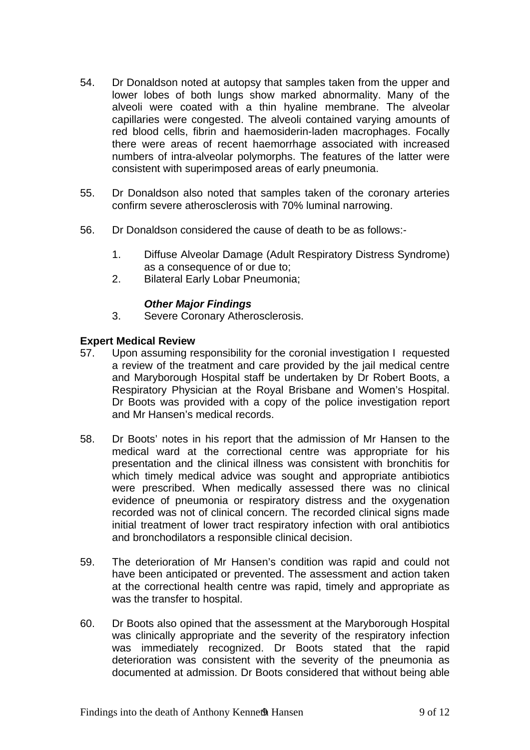54. Dr Donaldson noted at autopsy that samples taken from the upper and lower lobes of both lungs show marked abnormality. Many of the alveoli were coated with a thin hyaline membrane. The alveolar capillaries were congested. The alveoli contained varying amounts of red blood cells, fibrin and haemosiderin-laden macrophages. Focally there were areas of recent haemorrhage associated with increased numbers of intra-alveolar polymorphs. The features of the latter were consistent with superimposed areas of early pneumonia.

55. Dr Donaldson also noted that samples taken of the coronary arteries confirm severe atherosclerosis with 70% luminal narrowing.

56. Dr Donaldson considered the cause of death to be as follows:-

    1. Diffuse Alveolar Damage (Adult Respiratory Distress Syndrome) as a consequence of or due to;
    2. Bilateral Early Lobar Pneumonia;

    ***Other Major Findings***

    3. Severe Coronary Atherosclerosis.

**Expert Medical Review**

57. Upon assuming responsibility for the coronial investigation I requested a review of the treatment and care provided by the jail medical centre and Maryborough Hospital staff be undertaken by Dr Robert Boots, a Respiratory Physician at the Royal Brisbane and Women's Hospital. Dr Boots was provided with a copy of the police investigation report and Mr Hansen's medical records.

58. Dr Boots' notes in his report that the admission of Mr Hansen to the medical ward at the correctional centre was appropriate for his presentation and the clinical illness was consistent with bronchitis for which timely medical advice was sought and appropriate antibiotics were prescribed. When medically assessed there was no clinical evidence of pneumonia or respiratory distress and the oxygenation recorded was not of clinical concern. The recorded clinical signs made initial treatment of lower tract respiratory infection with oral antibiotics and bronchodilators a responsible clinical decision.

59. The deterioration of Mr Hansen's condition was rapid and could not have been anticipated or prevented. The assessment and action taken at the correctional health centre was rapid, timely and appropriate as was the transfer to hospital.

60. Dr Boots also opined that the assessment at the Maryborough Hospital was clinically appropriate and the severity of the respiratory infection was immediately recognized. Dr Boots stated that the rapid deterioration was consistent with the severity of the pneumonia as documented at admission. Dr Boots considered that without being able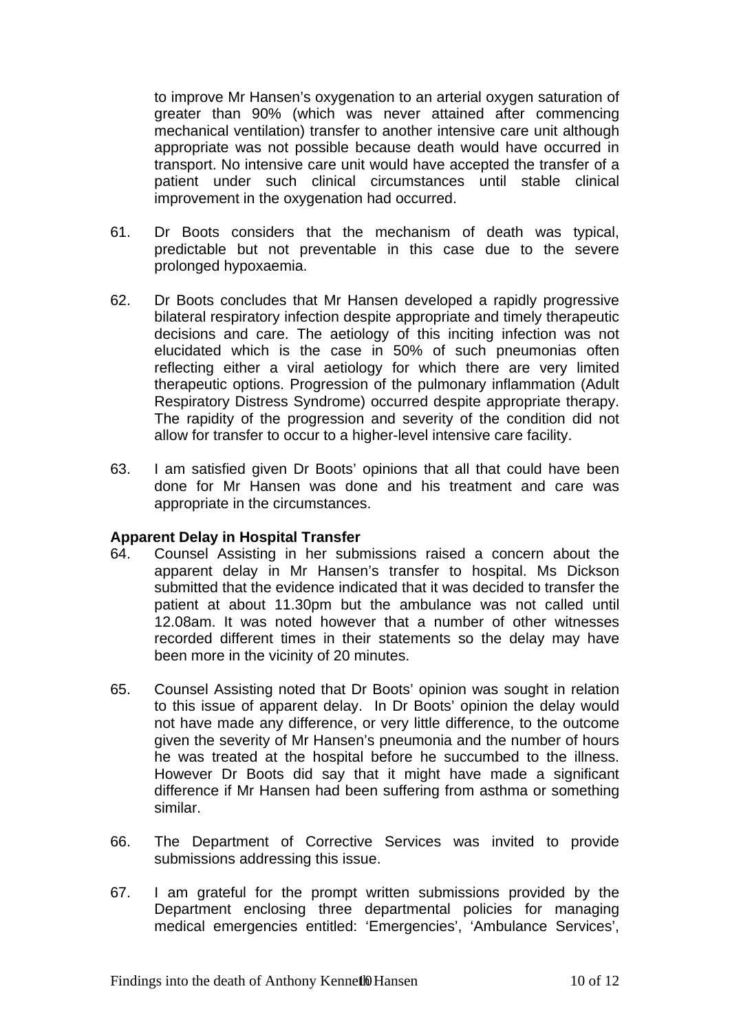to improve Mr Hansen's oxygenation to an arterial oxygen saturation of greater than 90% (which was never attained after commencing mechanical ventilation) transfer to another intensive care unit although appropriate was not possible because death would have occurred in transport. No intensive care unit would have accepted the transfer of a patient under such clinical circumstances until stable clinical improvement in the oxygenation had occurred.

61. Dr Boots considers that the mechanism of death was typical, predictable but not preventable in this case due to the severe prolonged hypoxaemia.

62. Dr Boots concludes that Mr Hansen developed a rapidly progressive bilateral respiratory infection despite appropriate and timely therapeutic decisions and care. The aetiology of this inciting infection was not elucidated which is the case in 50% of such pneumonias often reflecting either a viral aetiology for which there are very limited therapeutic options. Progression of the pulmonary inflammation (Adult Respiratory Distress Syndrome) occurred despite appropriate therapy. The rapidity of the progression and severity of the condition did not allow for transfer to occur to a higher-level intensive care facility.

63. I am satisfied given Dr Boots' opinions that all that could have been done for Mr Hansen was done and his treatment and care was appropriate in the circumstances.

**Apparent Delay in Hospital Transfer**

64. Counsel Assisting in her submissions raised a concern about the apparent delay in Mr Hansen's transfer to hospital. Ms Dickson submitted that the evidence indicated that it was decided to transfer the patient at about 11.30pm but the ambulance was not called until 12.08am. It was noted however that a number of other witnesses recorded different times in their statements so the delay may have been more in the vicinity of 20 minutes.

65. Counsel Assisting noted that Dr Boots' opinion was sought in relation to this issue of apparent delay. In Dr Boots' opinion the delay would not have made any difference, or very little difference, to the outcome given the severity of Mr Hansen's pneumonia and the number of hours he was treated at the hospital before he succumbed to the illness. However Dr Boots did say that it might have made a significant difference if Mr Hansen had been suffering from asthma or something similar.

66. The Department of Corrective Services was invited to provide submissions addressing this issue.

67. I am grateful for the prompt written submissions provided by the Department enclosing three departmental policies for managing medical emergencies entitled: 'Emergencies', 'Ambulance Services',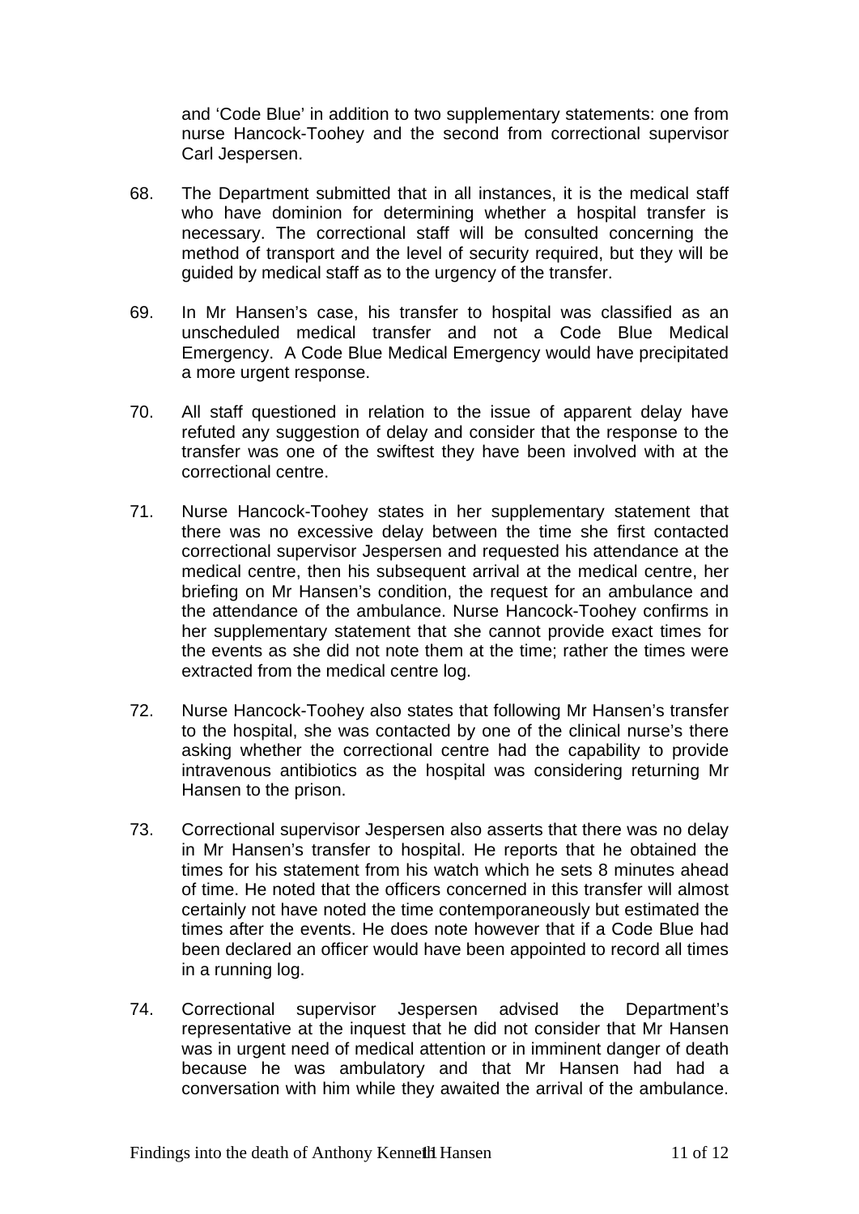and 'Code Blue' in addition to two supplementary statements: one from nurse Hancock-Toohey and the second from correctional supervisor Carl Jespersen.

68. The Department submitted that in all instances, it is the medical staff who have dominion for determining whether a hospital transfer is necessary. The correctional staff will be consulted concerning the method of transport and the level of security required, but they will be guided by medical staff as to the urgency of the transfer.

69. In Mr Hansen's case, his transfer to hospital was classified as an unscheduled medical transfer and not a Code Blue Medical Emergency. A Code Blue Medical Emergency would have precipitated a more urgent response.

70. All staff questioned in relation to the issue of apparent delay have refuted any suggestion of delay and consider that the response to the transfer was one of the swiftest they have been involved with at the correctional centre.

71. Nurse Hancock-Toohey states in her supplementary statement that there was no excessive delay between the time she first contacted correctional supervisor Jespersen and requested his attendance at the medical centre, then his subsequent arrival at the medical centre, her briefing on Mr Hansen's condition, the request for an ambulance and the attendance of the ambulance. Nurse Hancock-Toohey confirms in her supplementary statement that she cannot provide exact times for the events as she did not note them at the time; rather the times were extracted from the medical centre log.

72. Nurse Hancock-Toohey also states that following Mr Hansen's transfer to the hospital, she was contacted by one of the clinical nurse's there asking whether the correctional centre had the capability to provide intravenous antibiotics as the hospital was considering returning Mr Hansen to the prison.

73. Correctional supervisor Jespersen also asserts that there was no delay in Mr Hansen's transfer to hospital. He reports that he obtained the times for his statement from his watch which he sets 8 minutes ahead of time. He noted that the officers concerned in this transfer will almost certainly not have noted the time contemporaneously but estimated the times after the events. He does note however that if a Code Blue had been declared an officer would have been appointed to record all times in a running log.

74. Correctional supervisor Jespersen advised the Department's representative at the inquest that he did not consider that Mr Hansen was in urgent need of medical attention or in imminent danger of death because he was ambulatory and that Mr Hansen had had a conversation with him while they awaited the arrival of the ambulance.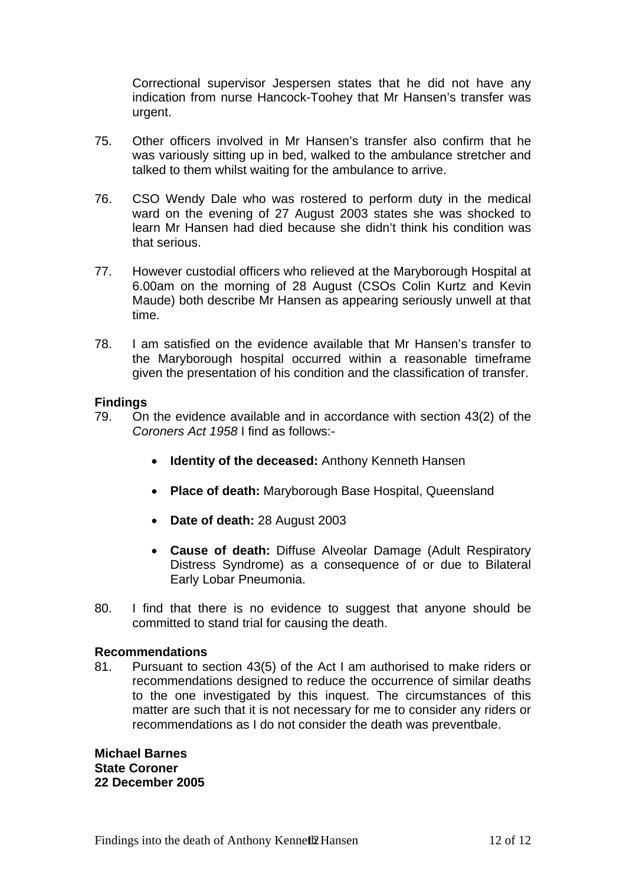Correctional supervisor Jespersen states that he did not have any indication from nurse Hancock-Toohey that Mr Hansen's transfer was urgent.

75. Other officers involved in Mr Hansen's transfer also confirm that he was variously sitting up in bed, walked to the ambulance stretcher and talked to them whilst waiting for the ambulance to arrive.

76. CSO Wendy Dale who was rostered to perform duty in the medical ward on the evening of 27 August 2003 states she was shocked to learn Mr Hansen had died because she didn't think his condition was that serious.

77. However custodial officers who relieved at the Maryborough Hospital at 6.00am on the morning of 28 August (CSOs Colin Kurtz and Kevin Maude) both describe Mr Hansen as appearing seriously unwell at that time.

78. I am satisfied on the evidence available that Mr Hansen's transfer to the Maryborough hospital occurred within a reasonable timeframe given the presentation of his condition and the classification of transfer.

## Findings

79. On the evidence available and in accordance with section 43(2) of the *Coroners Act 1958* I find as follows:-

   - **Identity of the deceased:** Anthony Kenneth Hansen
   - **Place of death:** Maryborough Base Hospital, Queensland
   - **Date of death:** 28 August 2003
   - **Cause of death:** Diffuse Alveolar Damage (Adult Respiratory Distress Syndrome) as a consequence of or due to Bilateral Early Lobar Pneumonia.

80. I find that there is no evidence to suggest that anyone should be committed to stand trial for causing the death.

## Recommendations

81. Pursuant to section 43(5) of the Act I am authorised to make riders or recommendations designed to reduce the occurrence of similar deaths to the one investigated by this inquest. The circumstances of this matter are such that it is not necessary for me to consider any riders or recommendations as I do not consider the death was preventbale.

**Michael Barnes**
**State Coroner**
**22 December 2005**